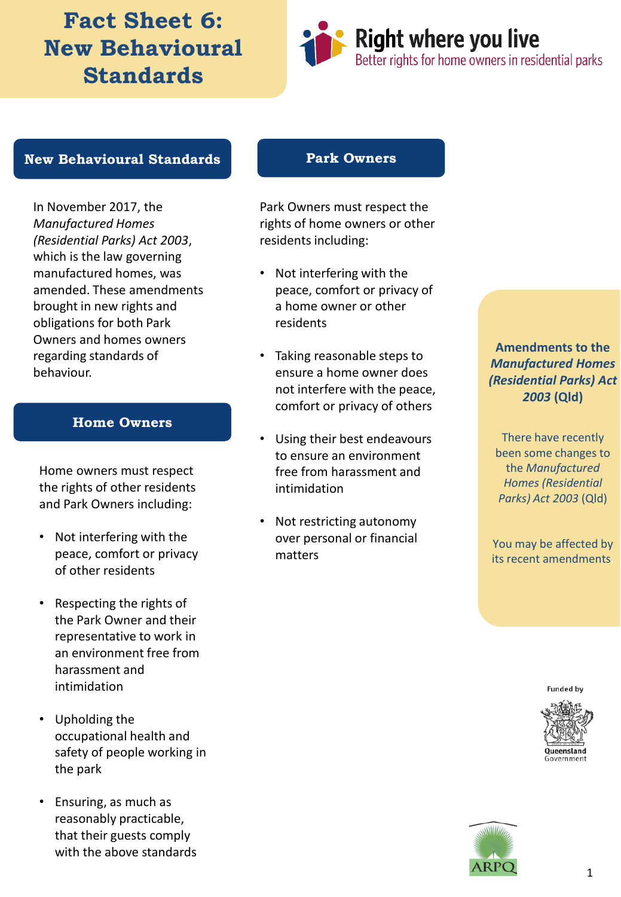# Fact Sheet 6: New Behavioural Standards

**Right where you live**
Better rights for home owners in residential parks

## New Behavioural Standards

In November 2017, the *Manufactured Homes (Residential Parks) Act 2003*, which is the law governing manufactured homes, was amended. These amendments brought in new rights and obligations for both Park Owners and homes owners regarding standards of behaviour.

## Home Owners

Home owners must respect the rights of other residents and Park Owners including:

- Not interfering with the peace, comfort or privacy of other residents
- Respecting the rights of the Park Owner and their representative to work in an environment free from harassment and intimidation
- Upholding the occupational health and safety of people working in the park
- Ensuring, as much as reasonably practicable, that their guests comply with the above standards

## Park Owners

Park Owners must respect the rights of home owners or other residents including:

- Not interfering with the peace, comfort or privacy of a home owner or other residents
- Taking reasonable steps to ensure a home owner does not interfere with the peace, comfort or privacy of others
- Using their best endeavours to ensure an environment free from harassment and intimidation
- Not restricting autonomy over personal or financial matters

**Amendments to the *Manufactured Homes (Residential Parks) Act 2003* (Qld)**

There have recently been some changes to the *Manufactured Homes (Residential Parks) Act 2003* (Qld)

You may be affected by its recent amendments.

Funded by Queensland Government

ARPQ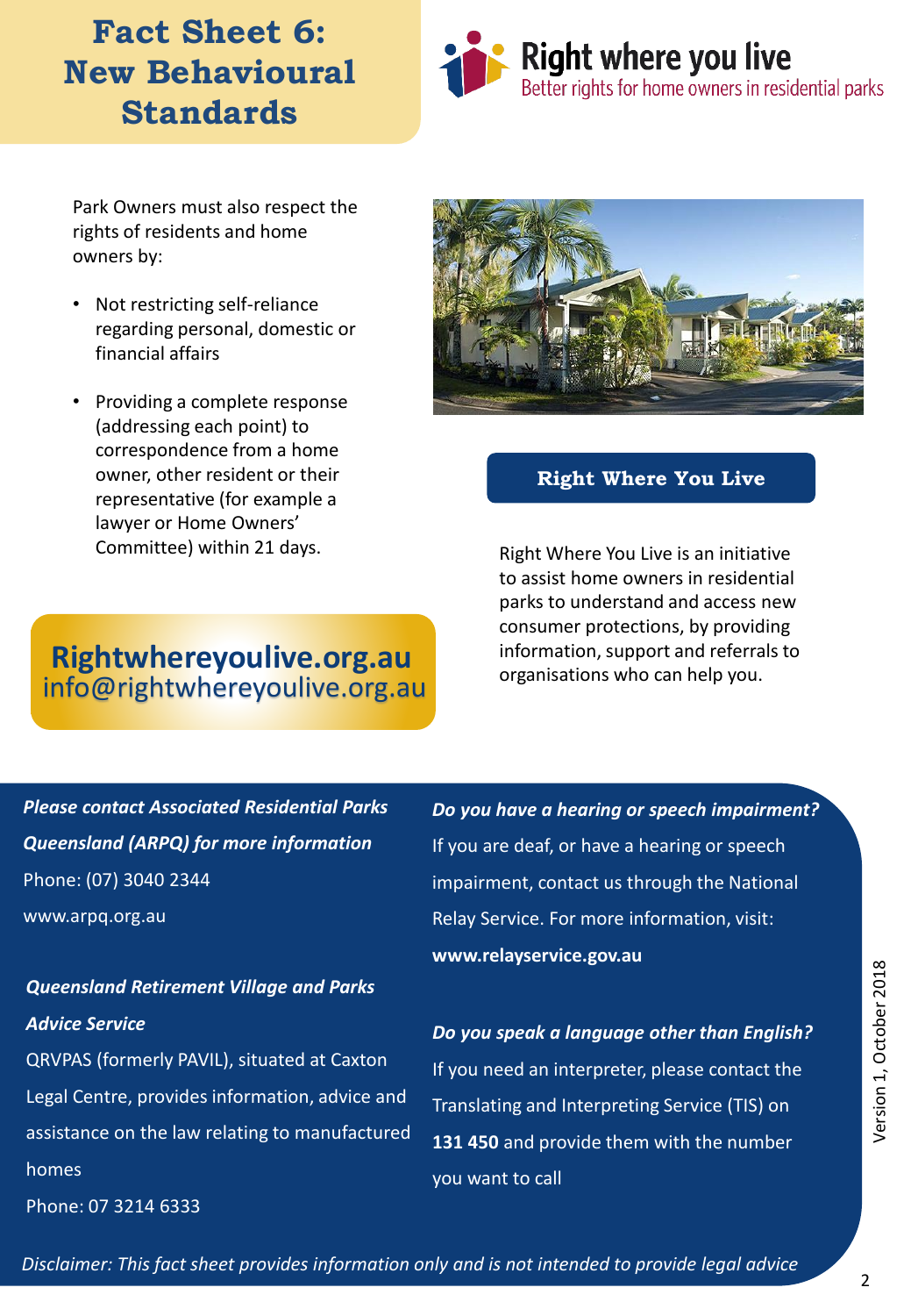# Fact Sheet 6: New Behavioural Standards

**Right where you live**
Better rights for home owners in residential parks

Park Owners must also respect the rights of residents and home owners by:

- Not restricting self-reliance regarding personal, domestic or financial affairs
- Providing a complete response (addressing each point) to correspondence from a home owner, other resident or their representative (for example a lawyer or Home Owners' Committee) within 21 days.

**Rightwhereyoulive.org.au**
info@rightwhereyoulive.org.au

## Right Where You Live

Right Where You Live is an initiative to assist home owners in residential parks to understand and access new consumer protections, by providing information, support and referrals to organisations who can help you.

***Please contact Associated Residential Parks Queensland (ARPQ) for more information***

Phone: (07) 3040 2344

www.arpq.org.au

***Queensland Retirement Village and Parks Advice Service***

QRVPAS (formerly PAVIL), situated at Caxton Legal Centre, provides information, advice and assistance on the law relating to manufactured homes

Phone: 07 3214 6333

***Do you have a hearing or speech impairment?***

If you are deaf, or have a hearing or speech impairment, contact us through the National Relay Service. For more information, visit: **www.relayservice.gov.au**

***Do you speak a language other than English?***

If you need an interpreter, please contact the Translating and Interpreting Service (TIS) on **131 450** and provide them with the number you want to call

Version 1, October 2018

*Disclaimer: This fact sheet provides information only and is not intended to provide legal advice*